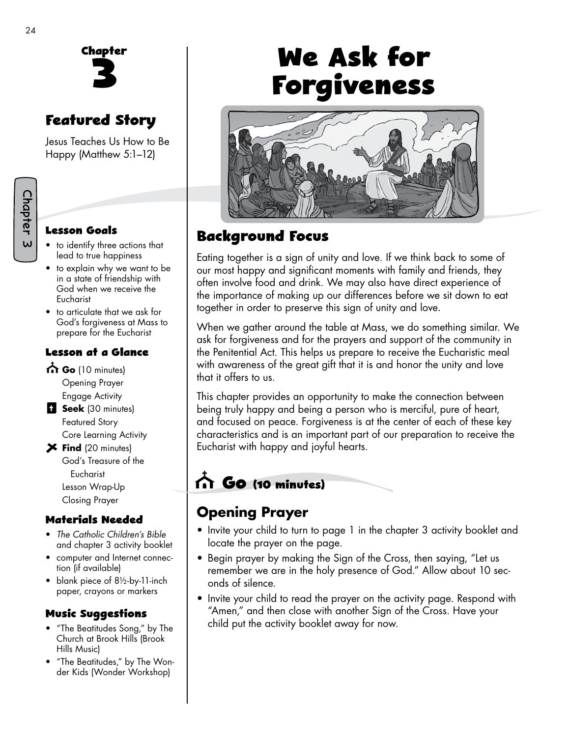# Chapter 3

# We Ask for Forgiveness

## Featured Story

Jesus Teaches Us How to Be Happy (Matthew 5:1–12)

### Lesson Goals

- to identify three actions that lead to true happiness
- to explain why we want to be in a state of friendship with God when we receive the Eucharist
- to articulate that we ask for God's forgiveness at Mass to prepare for the Eucharist

### Lesson at a Glance

**Go** (10 minutes)
- Opening Prayer
- Engage Activity

**Seek** (30 minutes)
- Featured Story
- Core Learning Activity

**Find** (20 minutes)
- God's Treasure of the Eucharist
- Lesson Wrap-Up
- Closing Prayer

### Materials Needed

- *The Catholic Children's Bible* and chapter 3 activity booklet
- computer and Internet connection (if available)
- blank piece of 8½-by-11-inch paper, crayons or markers

### Music Suggestions

- "The Beatitudes Song," by The Church at Brook Hills (Brook Hills Music)
- "The Beatitudes," by The Wonder Kids (Wonder Workshop)

## Background Focus

Eating together is a sign of unity and love. If we think back to some of our most happy and significant moments with family and friends, they often involve food and drink. We may also have direct experience of the importance of making up our differences before we sit down to eat together in order to preserve this sign of unity and love.

When we gather around the table at Mass, we do something similar. We ask for forgiveness and for the prayers and support of the community in the Penitential Act. This helps us prepare to receive the Eucharistic meal with awareness of the great gift that it is and honor the unity and love that it offers to us.

This chapter provides an opportunity to make the connection between being truly happy and being a person who is merciful, pure of heart, and focused on peace. Forgiveness is at the center of each of these key characteristics and is an important part of our preparation to receive the Eucharist with happy and joyful hearts.

## Go (10 minutes)

### Opening Prayer

- Invite your child to turn to page 1 in the chapter 3 activity booklet and locate the prayer on the page.
- Begin prayer by making the Sign of the Cross, then saying, "Let us remember we are in the holy presence of God." Allow about 10 seconds of silence.
- Invite your child to read the prayer on the activity page. Respond with "Amen," and then close with another Sign of the Cross. Have your child put the activity booklet away for now.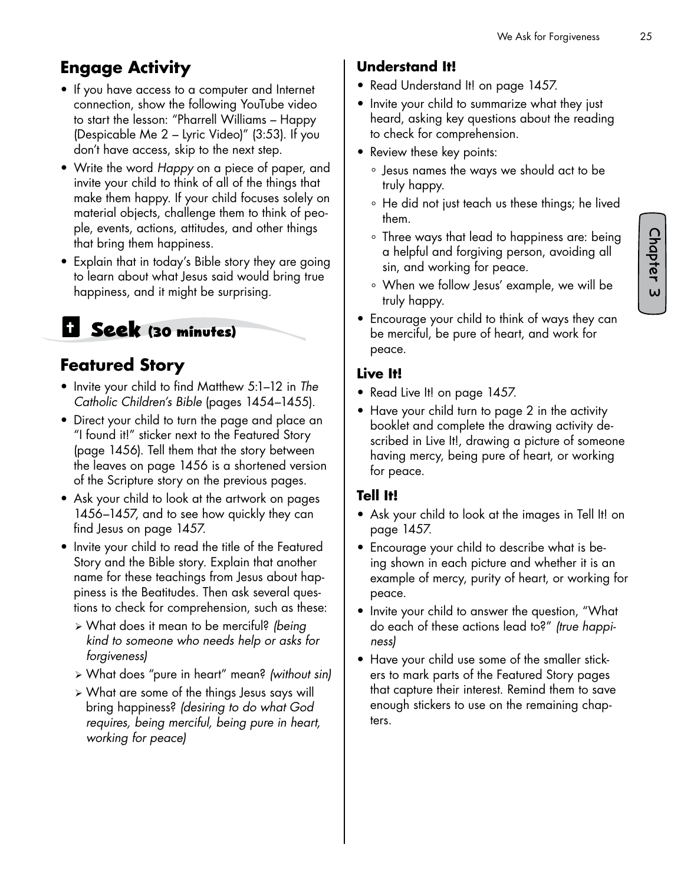## Engage Activity

- If you have access to a computer and Internet connection, show the following YouTube video to start the lesson: "Pharrell Williams – Happy (Despicable Me 2 – Lyric Video)" (3:53). If you don't have access, skip to the next step.
- Write the word *Happy* on a piece of paper, and invite your child to think of all of the things that make them happy. If your child focuses solely on material objects, challenge them to think of people, events, actions, attitudes, and other things that bring them happiness.
- Explain that in today's Bible story they are going to learn about what Jesus said would bring true happiness, and it might be surprising.

# Seek (30 minutes)

## Featured Story

- Invite your child to find Matthew 5:1–12 in *The Catholic Children's Bible* (pages 1454–1455).
- Direct your child to turn the page and place an "I found it!" sticker next to the Featured Story (page 1456). Tell them that the story between the leaves on page 1456 is a shortened version of the Scripture story on the previous pages.
- Ask your child to look at the artwork on pages 1456–1457, and to see how quickly they can find Jesus on page 1457.
- Invite your child to read the title of the Featured Story and the Bible story. Explain that another name for these teachings from Jesus about happiness is the Beatitudes. Then ask several questions to check for comprehension, such as these:
  - What does it mean to be merciful? *(being kind to someone who needs help or asks for forgiveness)*
  - What does "pure in heart" mean? *(without sin)*
  - What are some of the things Jesus says will bring happiness? *(desiring to do what God requires, being merciful, being pure in heart, working for peace)*

### Understand It!

- Read Understand It! on page 1457.
- Invite your child to summarize what they just heard, asking key questions about the reading to check for comprehension.
- Review these key points:
  - Jesus names the ways we should act to be truly happy.
  - He did not just teach us these things; he lived them.
  - Three ways that lead to happiness are: being a helpful and forgiving person, avoiding all sin, and working for peace.
  - When we follow Jesus' example, we will be truly happy.
- Encourage your child to think of ways they can be merciful, be pure of heart, and work for peace.

### Live It!

- Read Live It! on page 1457.
- Have your child turn to page 2 in the activity booklet and complete the drawing activity described in Live It!, drawing a picture of someone having mercy, being pure of heart, or working for peace.

### Tell It!

- Ask your child to look at the images in Tell It! on page 1457.
- Encourage your child to describe what is being shown in each picture and whether it is an example of mercy, purity of heart, or working for peace.
- Invite your child to answer the question, "What do each of these actions lead to?" *(true happiness)*
- Have your child use some of the smaller stickers to mark parts of the Featured Story pages that capture their interest. Remind them to save enough stickers to use on the remaining chapters.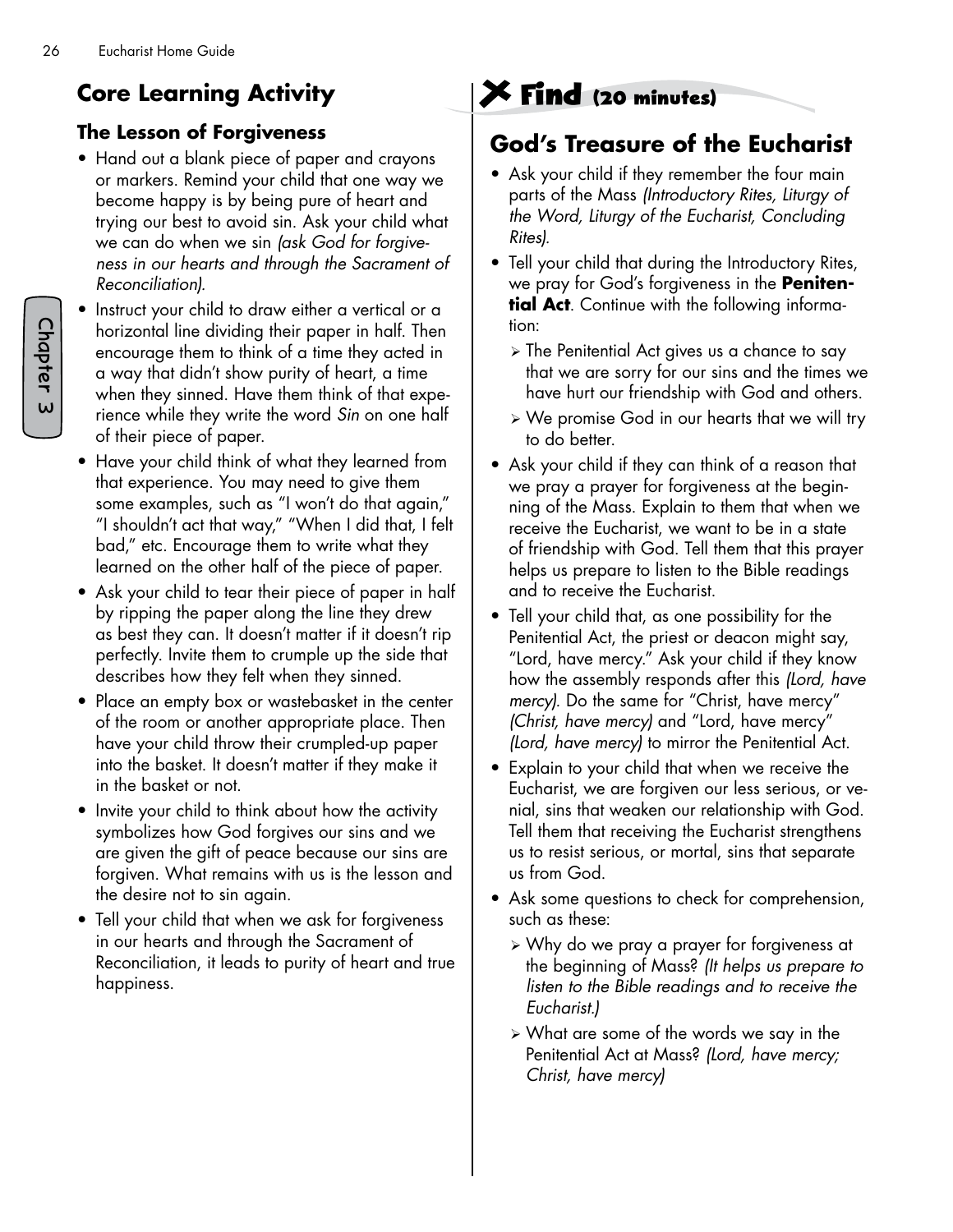## Core Learning Activity

### The Lesson of Forgiveness

- Hand out a blank piece of paper and crayons or markers. Remind your child that one way we become happy is by being pure of heart and trying our best to avoid sin. Ask your child what we can do when we sin *(ask God for forgiveness in our hearts and through the Sacrament of Reconciliation).*
- Instruct your child to draw either a vertical or a horizontal line dividing their paper in half. Then encourage them to think of a time they acted in a way that didn't show purity of heart, a time when they sinned. Have them think of that experience while they write the word *Sin* on one half of their piece of paper.
- Have your child think of what they learned from that experience. You may need to give them some examples, such as "I won't do that again," "I shouldn't act that way," "When I did that, I felt bad," etc. Encourage them to write what they learned on the other half of the piece of paper.
- Ask your child to tear their piece of paper in half by ripping the paper along the line they drew as best they can. It doesn't matter if it doesn't rip perfectly. Invite them to crumple up the side that describes how they felt when they sinned.
- Place an empty box or wastebasket in the center of the room or another appropriate place. Then have your child throw their crumpled-up paper into the basket. It doesn't matter if they make it in the basket or not.
- Invite your child to think about how the activity symbolizes how God forgives our sins and we are given the gift of peace because our sins are forgiven. What remains with us is the lesson and the desire not to sin again.
- Tell your child that when we ask for forgiveness in our hearts and through the Sacrament of Reconciliation, it leads to purity of heart and true happiness.

## Find (20 minutes)

## God's Treasure of the Eucharist

- Ask your child if they remember the four main parts of the Mass *(Introductory Rites, Liturgy of the Word, Liturgy of the Eucharist, Concluding Rites).*
- Tell your child that during the Introductory Rites, we pray for God's forgiveness in the **Penitential Act**. Continue with the following information:
  - The Penitential Act gives us a chance to say that we are sorry for our sins and the times we have hurt our friendship with God and others.
  - We promise God in our hearts that we will try to do better.
- Ask your child if they can think of a reason that we pray a prayer for forgiveness at the beginning of the Mass. Explain to them that when we receive the Eucharist, we want to be in a state of friendship with God. Tell them that this prayer helps us prepare to listen to the Bible readings and to receive the Eucharist.
- Tell your child that, as one possibility for the Penitential Act, the priest or deacon might say, "Lord, have mercy." Ask your child if they know how the assembly responds after this *(Lord, have mercy).* Do the same for "Christ, have mercy" *(Christ, have mercy)* and "Lord, have mercy" *(Lord, have mercy)* to mirror the Penitential Act.
- Explain to your child that when we receive the Eucharist, we are forgiven our less serious, or venial, sins that weaken our relationship with God. Tell them that receiving the Eucharist strengthens us to resist serious, or mortal, sins that separate us from God.
- Ask some questions to check for comprehension, such as these:
  - Why do we pray a prayer for forgiveness at the beginning of Mass? *(It helps us prepare to listen to the Bible readings and to receive the Eucharist.)*
  - What are some of the words we say in the Penitential Act at Mass? *(Lord, have mercy; Christ, have mercy)*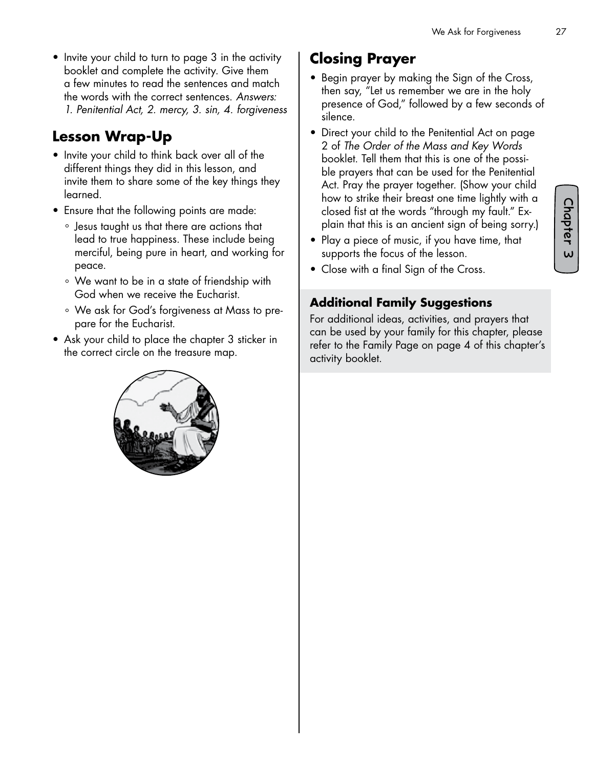- Invite your child to turn to page 3 in the activity booklet and complete the activity. Give them a few minutes to read the sentences and match the words with the correct sentences. *Answers: 1. Penitential Act, 2. mercy, 3. sin, 4. forgiveness*

## Lesson Wrap-Up

- Invite your child to think back over all of the different things they did in this lesson, and invite them to share some of the key things they learned.
- Ensure that the following points are made:
  - Jesus taught us that there are actions that lead to true happiness. These include being merciful, being pure in heart, and working for peace.
  - We want to be in a state of friendship with God when we receive the Eucharist.
  - We ask for God's forgiveness at Mass to prepare for the Eucharist.
- Ask your child to place the chapter 3 sticker in the correct circle on the treasure map.

## Closing Prayer

- Begin prayer by making the Sign of the Cross, then say, "Let us remember we are in the holy presence of God," followed by a few seconds of silence.
- Direct your child to the Penitential Act on page 2 of *The Order of the Mass and Key Words* booklet. Tell them that this is one of the possible prayers that can be used for the Penitential Act. Pray the prayer together. (Show your child how to strike their breast one time lightly with a closed fist at the words "through my fault." Explain that this is an ancient sign of being sorry.)
- Play a piece of music, if you have time, that supports the focus of the lesson.
- Close with a final Sign of the Cross.

### Additional Family Suggestions

For additional ideas, activities, and prayers that can be used by your family for this chapter, please refer to the Family Page on page 4 of this chapter's activity booklet.